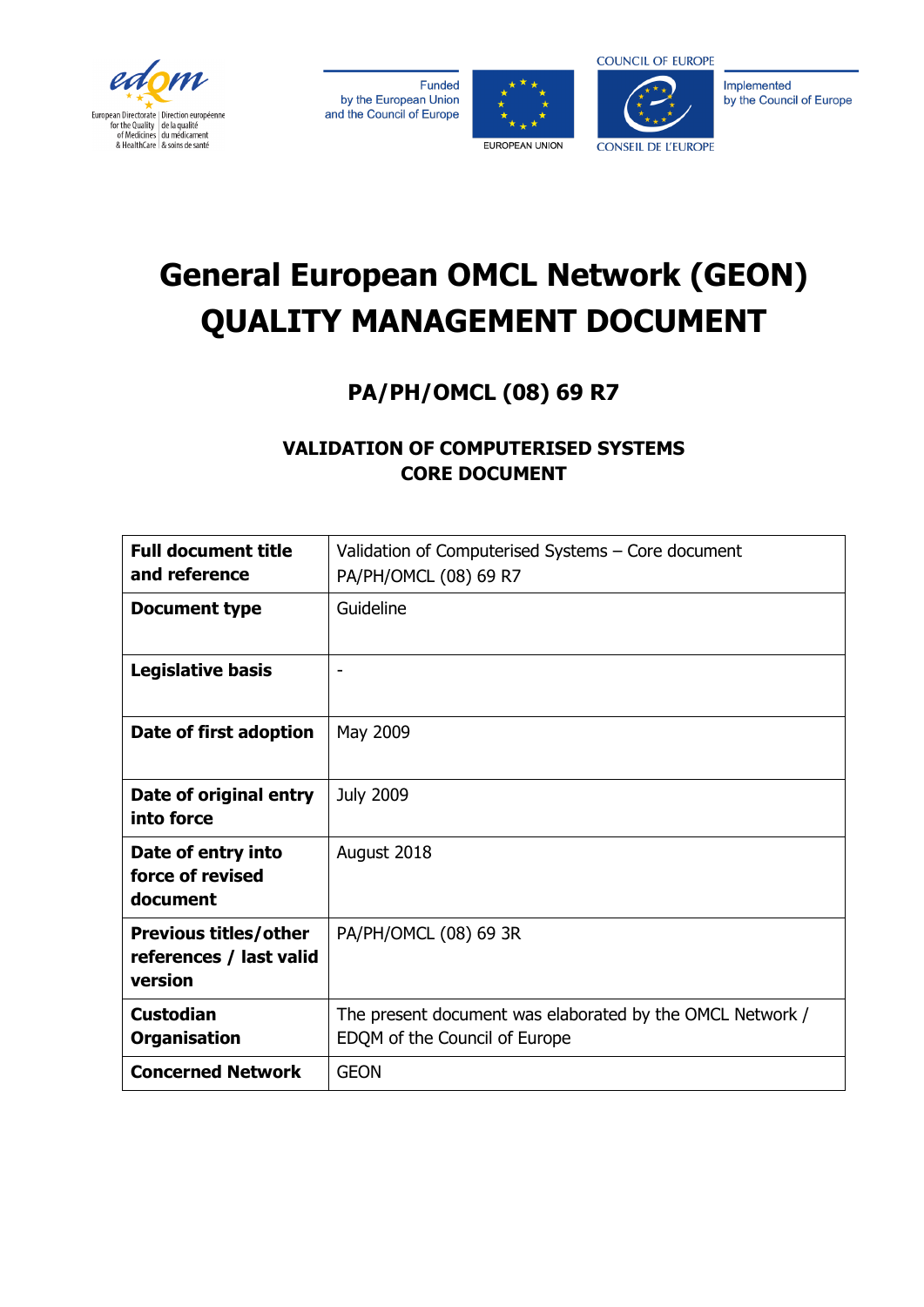European Directorate for the Quality of Medicines & HealthCare | Direction européenne de la qualité du médicament & soins de santé

Funded by the European Union and the Council of Europe

EUROPEAN UNION

COUNCIL OF EUROPE

CONSEIL DE L'EUROPE

Implemented by the Council of Europe

# General European OMCL Network (GEON) QUALITY MANAGEMENT DOCUMENT

## PA/PH/OMCL (08) 69 R7

### VALIDATION OF COMPUTERISED SYSTEMS CORE DOCUMENT

| | |
|---|---|
| **Full document title and reference** | Validation of Computerised Systems – Core document PA/PH/OMCL (08) 69 R7 |
| **Document type** | Guideline |
| **Legislative basis** | - |
| **Date of first adoption** | May 2009 |
| **Date of original entry into force** | July 2009 |
| **Date of entry into force of revised document** | August 2018 |
| **Previous titles/other references / last valid version** | PA/PH/OMCL (08) 69 3R |
| **Custodian Organisation** | The present document was elaborated by the OMCL Network / EDQM of the Council of Europe |
| **Concerned Network** | GEON |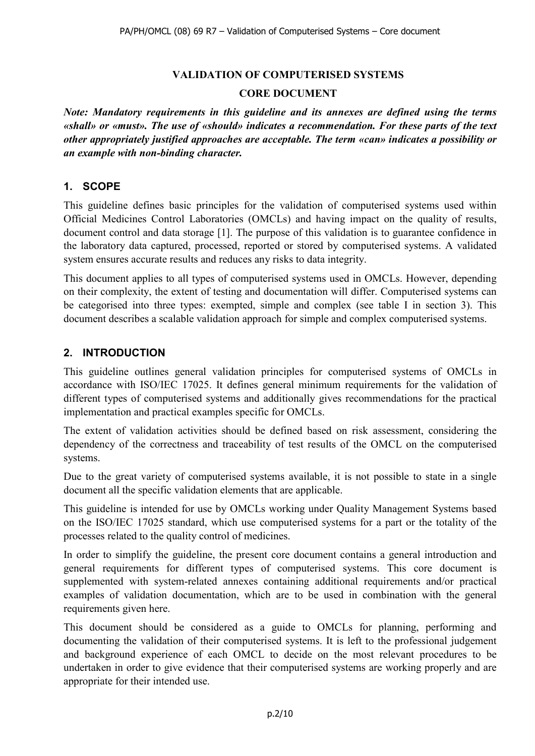# VALIDATION OF COMPUTERISED SYSTEMS

# CORE DOCUMENT

***Note: Mandatory requirements in this guideline and its annexes are defined using the terms «shall» or «must». The use of «should» indicates a recommendation. For these parts of the text other appropriately justified approaches are acceptable. The term «can» indicates a possibility or an example with non-binding character.***

## 1. SCOPE

This guideline defines basic principles for the validation of computerised systems used within Official Medicines Control Laboratories (OMCLs) and having impact on the quality of results, document control and data storage [1]. The purpose of this validation is to guarantee confidence in the laboratory data captured, processed, reported or stored by computerised systems. A validated system ensures accurate results and reduces any risks to data integrity.

This document applies to all types of computerised systems used in OMCLs. However, depending on their complexity, the extent of testing and documentation will differ. Computerised systems can be categorised into three types: exempted, simple and complex (see table I in section 3). This document describes a scalable validation approach for simple and complex computerised systems.

## 2. INTRODUCTION

This guideline outlines general validation principles for computerised systems of OMCLs in accordance with ISO/IEC 17025. It defines general minimum requirements for the validation of different types of computerised systems and additionally gives recommendations for the practical implementation and practical examples specific for OMCLs.

The extent of validation activities should be defined based on risk assessment, considering the dependency of the correctness and traceability of test results of the OMCL on the computerised systems.

Due to the great variety of computerised systems available, it is not possible to state in a single document all the specific validation elements that are applicable.

This guideline is intended for use by OMCLs working under Quality Management Systems based on the ISO/IEC 17025 standard, which use computerised systems for a part or the totality of the processes related to the quality control of medicines.

In order to simplify the guideline, the present core document contains a general introduction and general requirements for different types of computerised systems. This core document is supplemented with system-related annexes containing additional requirements and/or practical examples of validation documentation, which are to be used in combination with the general requirements given here.

This document should be considered as a guide to OMCLs for planning, performing and documenting the validation of their computerised systems. It is left to the professional judgement and background experience of each OMCL to decide on the most relevant procedures to be undertaken in order to give evidence that their computerised systems are working properly and are appropriate for their intended use.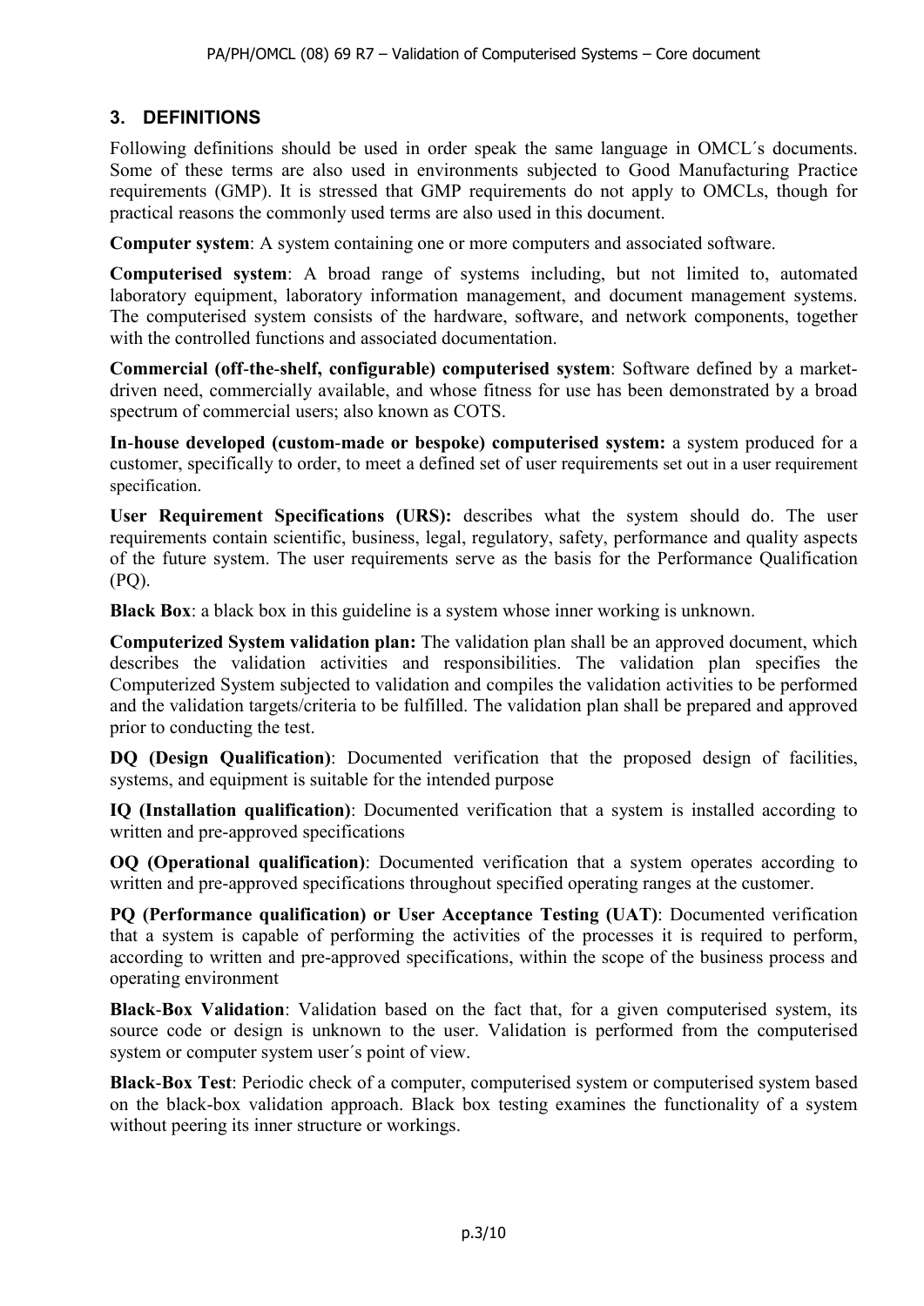## 3. DEFINITIONS

Following definitions should be used in order speak the same language in OMCL´s documents. Some of these terms are also used in environments subjected to Good Manufacturing Practice requirements (GMP). It is stressed that GMP requirements do not apply to OMCLs, though for practical reasons the commonly used terms are also used in this document.

**Computer system**: A system containing one or more computers and associated software.

**Computerised system**: A broad range of systems including, but not limited to, automated laboratory equipment, laboratory information management, and document management systems. The computerised system consists of the hardware, software, and network components, together with the controlled functions and associated documentation.

**Commercial (off-the-shelf, configurable) computerised system**: Software defined by a market-driven need, commercially available, and whose fitness for use has been demonstrated by a broad spectrum of commercial users; also known as COTS.

**In-house developed (custom-made or bespoke) computerised system:** a system produced for a customer, specifically to order, to meet a defined set of user requirements set out in a user requirement specification.

**User Requirement Specifications (URS):** describes what the system should do. The user requirements contain scientific, business, legal, regulatory, safety, performance and quality aspects of the future system. The user requirements serve as the basis for the Performance Qualification (PQ).

**Black Box**: a black box in this guideline is a system whose inner working is unknown.

**Computerized System validation plan:** The validation plan shall be an approved document, which describes the validation activities and responsibilities. The validation plan specifies the Computerized System subjected to validation and compiles the validation activities to be performed and the validation targets/criteria to be fulfilled. The validation plan shall be prepared and approved prior to conducting the test.

**DQ (Design Qualification)**: Documented verification that the proposed design of facilities, systems, and equipment is suitable for the intended purpose

**IQ (Installation qualification)**: Documented verification that a system is installed according to written and pre-approved specifications

**OQ (Operational qualification)**: Documented verification that a system operates according to written and pre-approved specifications throughout specified operating ranges at the customer.

**PQ (Performance qualification) or User Acceptance Testing (UAT)**: Documented verification that a system is capable of performing the activities of the processes it is required to perform, according to written and pre-approved specifications, within the scope of the business process and operating environment

**Black-Box Validation**: Validation based on the fact that, for a given computerised system, its source code or design is unknown to the user. Validation is performed from the computerised system or computer system user´s point of view.

**Black-Box Test**: Periodic check of a computer, computerised system or computerised system based on the black-box validation approach. Black box testing examines the functionality of a system without peering its inner structure or workings.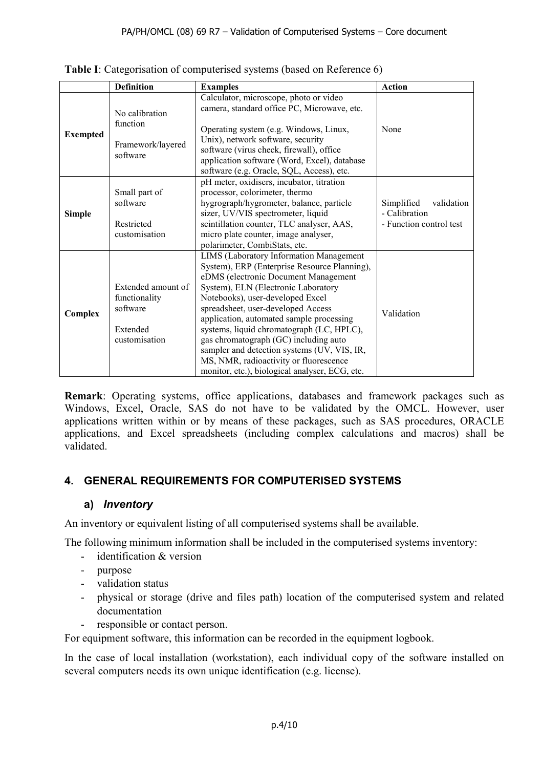**Table I**: Categorisation of computerised systems (based on Reference 6)

| | Definition | Examples | Action |
|---|---|---|---|
| **Exempted** | No calibration function<br><br>Framework/layered software | Calculator, microscope, photo or video camera, standard office PC, Microwave, etc.<br><br>Operating system (e.g. Windows, Linux, Unix), network software, security software (virus check, firewall), office application software (Word, Excel), database software (e.g. Oracle, SQL, Access), etc. | None |
| **Simple** | Small part of software<br><br>Restricted customisation | pH meter, oxidisers, incubator, titration processor, colorimeter, thermo hygrograph/hygrometer, balance, particle sizer, UV/VIS spectrometer, liquid scintillation counter, TLC analyser, AAS, micro plate counter, image analyser, polarimeter, CombiStats, etc. | Simplified validation<br>- Calibration<br>- Function control test |
| **Complex** | Extended amount of functionality software<br><br>Extended customisation | LIMS (Laboratory Information Management System), ERP (Enterprise Resource Planning), eDMS (electronic Document Management System), ELN (Electronic Laboratory Notebooks), user-developed Excel spreadsheet, user-developed Access application, automated sample processing systems, liquid chromatograph (LC, HPLC), gas chromatograph (GC) including auto sampler and detection systems (UV, VIS, IR, MS, NMR, radioactivity or fluorescence monitor, etc.), biological analyser, ECG, etc. | Validation |

**Remark**: Operating systems, office applications, databases and framework packages such as Windows, Excel, Oracle, SAS do not have to be validated by the OMCL. However, user applications written within or by means of these packages, such as SAS procedures, ORACLE applications, and Excel spreadsheets (including complex calculations and macros) shall be validated.

## 4. GENERAL REQUIREMENTS FOR COMPUTERISED SYSTEMS

### a) *Inventory*

An inventory or equivalent listing of all computerised systems shall be available.

The following minimum information shall be included in the computerised systems inventory:

- identification & version
- purpose
- validation status
- physical or storage (drive and files path) location of the computerised system and related documentation
- responsible or contact person.

For equipment software, this information can be recorded in the equipment logbook.

In the case of local installation (workstation), each individual copy of the software installed on several computers needs its own unique identification (e.g. license).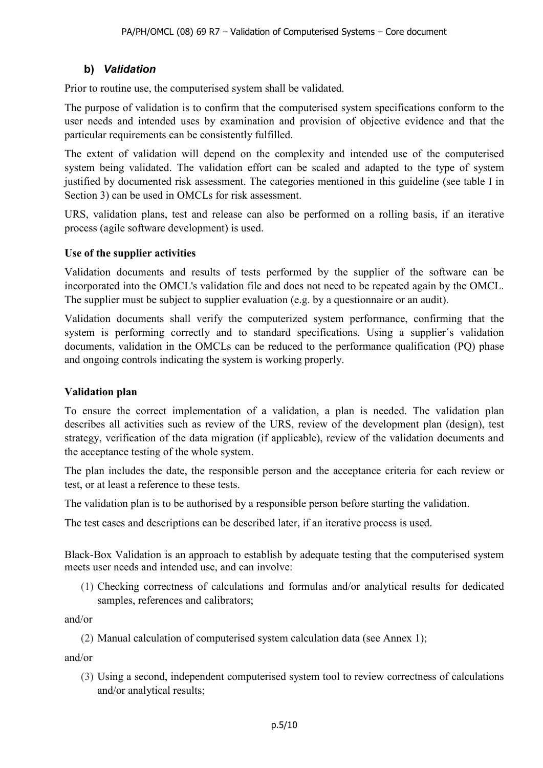### b) *Validation*

Prior to routine use, the computerised system shall be validated.

The purpose of validation is to confirm that the computerised system specifications conform to the user needs and intended uses by examination and provision of objective evidence and that the particular requirements can be consistently fulfilled.

The extent of validation will depend on the complexity and intended use of the computerised system being validated. The validation effort can be scaled and adapted to the type of system justified by documented risk assessment. The categories mentioned in this guideline (see table I in Section 3) can be used in OMCLs for risk assessment.

URS, validation plans, test and release can also be performed on a rolling basis, if an iterative process (agile software development) is used.

**Use of the supplier activities**

Validation documents and results of tests performed by the supplier of the software can be incorporated into the OMCL's validation file and does not need to be repeated again by the OMCL. The supplier must be subject to supplier evaluation (e.g. by a questionnaire or an audit).

Validation documents shall verify the computerized system performance, confirming that the system is performing correctly and to standard specifications. Using a supplier´s validation documents, validation in the OMCLs can be reduced to the performance qualification (PQ) phase and ongoing controls indicating the system is working properly.

**Validation plan**

To ensure the correct implementation of a validation, a plan is needed. The validation plan describes all activities such as review of the URS, review of the development plan (design), test strategy, verification of the data migration (if applicable), review of the validation documents and the acceptance testing of the whole system.

The plan includes the date, the responsible person and the acceptance criteria for each review or test, or at least a reference to these tests.

The validation plan is to be authorised by a responsible person before starting the validation.

The test cases and descriptions can be described later, if an iterative process is used.

Black-Box Validation is an approach to establish by adequate testing that the computerised system meets user needs and intended use, and can involve:

(1) Checking correctness of calculations and formulas and/or analytical results for dedicated samples, references and calibrators;

and/or

(2) Manual calculation of computerised system calculation data (see Annex 1);

and/or

(3) Using a second, independent computerised system tool to review correctness of calculations and/or analytical results;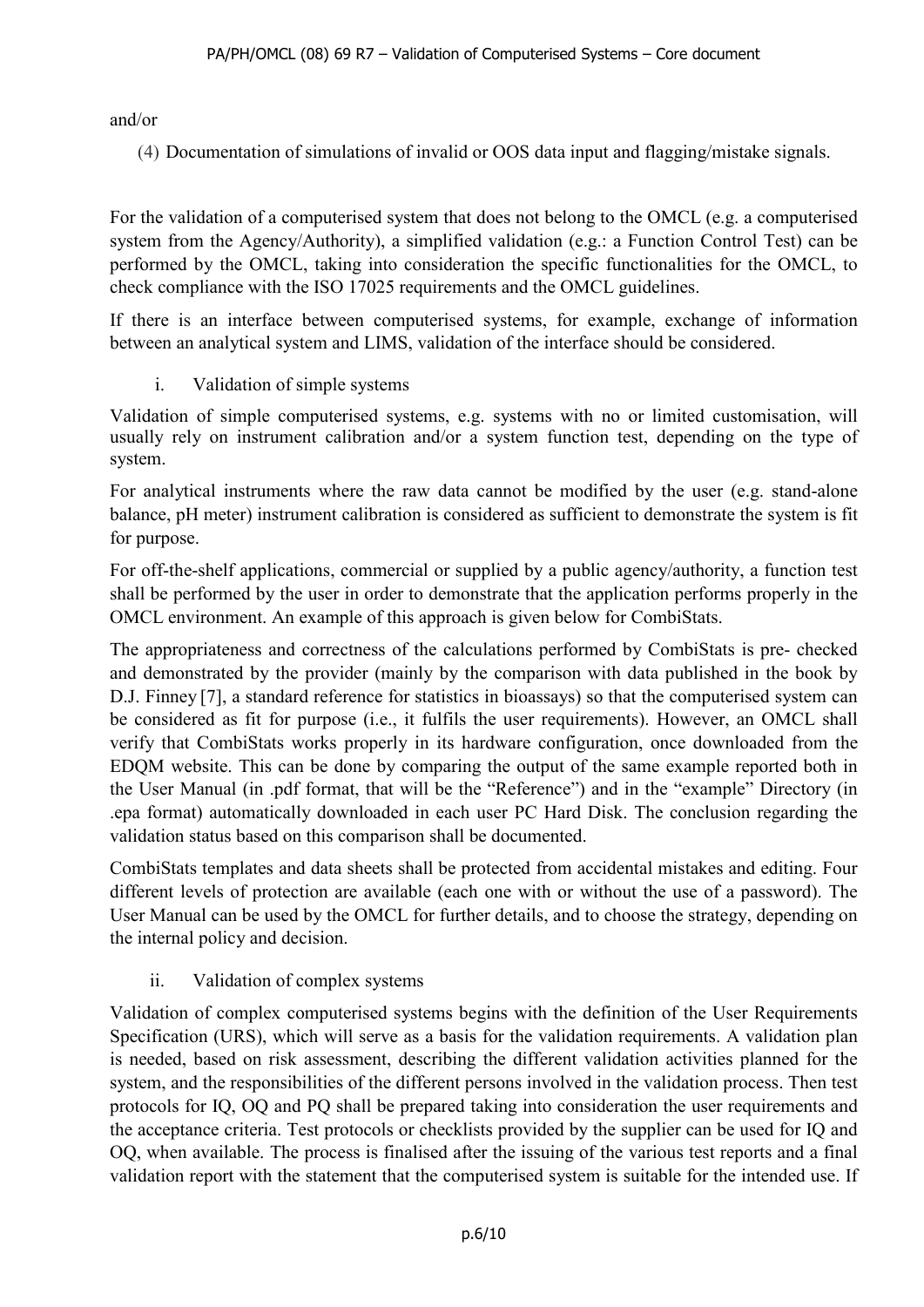and/or

(4) Documentation of simulations of invalid or OOS data input and flagging/mistake signals.

For the validation of a computerised system that does not belong to the OMCL (e.g. a computerised system from the Agency/Authority), a simplified validation (e.g.: a Function Control Test) can be performed by the OMCL, taking into consideration the specific functionalities for the OMCL, to check compliance with the ISO 17025 requirements and the OMCL guidelines.

If there is an interface between computerised systems, for example, exchange of information between an analytical system and LIMS, validation of the interface should be considered.

i. Validation of simple systems

Validation of simple computerised systems, e.g. systems with no or limited customisation, will usually rely on instrument calibration and/or a system function test, depending on the type of system.

For analytical instruments where the raw data cannot be modified by the user (e.g. stand-alone balance, pH meter) instrument calibration is considered as sufficient to demonstrate the system is fit for purpose.

For off-the-shelf applications, commercial or supplied by a public agency/authority, a function test shall be performed by the user in order to demonstrate that the application performs properly in the OMCL environment. An example of this approach is given below for CombiStats.

The appropriateness and correctness of the calculations performed by CombiStats is pre- checked and demonstrated by the provider (mainly by the comparison with data published in the book by D.J. Finney [7], a standard reference for statistics in bioassays) so that the computerised system can be considered as fit for purpose (i.e., it fulfils the user requirements). However, an OMCL shall verify that CombiStats works properly in its hardware configuration, once downloaded from the EDQM website. This can be done by comparing the output of the same example reported both in the User Manual (in .pdf format, that will be the "Reference") and in the "example" Directory (in .epa format) automatically downloaded in each user PC Hard Disk. The conclusion regarding the validation status based on this comparison shall be documented.

CombiStats templates and data sheets shall be protected from accidental mistakes and editing. Four different levels of protection are available (each one with or without the use of a password). The User Manual can be used by the OMCL for further details, and to choose the strategy, depending on the internal policy and decision.

ii. Validation of complex systems

Validation of complex computerised systems begins with the definition of the User Requirements Specification (URS), which will serve as a basis for the validation requirements. A validation plan is needed, based on risk assessment, describing the different validation activities planned for the system, and the responsibilities of the different persons involved in the validation process. Then test protocols for IQ, OQ and PQ shall be prepared taking into consideration the user requirements and the acceptance criteria. Test protocols or checklists provided by the supplier can be used for IQ and OQ, when available. The process is finalised after the issuing of the various test reports and a final validation report with the statement that the computerised system is suitable for the intended use. If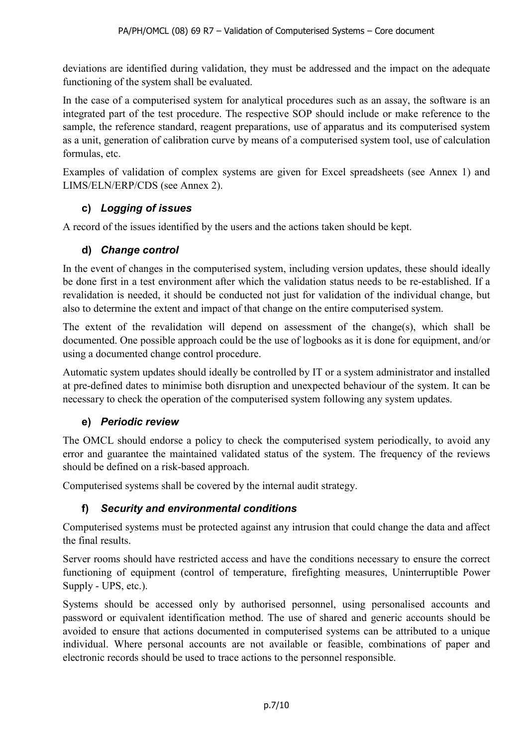deviations are identified during validation, they must be addressed and the impact on the adequate functioning of the system shall be evaluated.

In the case of a computerised system for analytical procedures such as an assay, the software is an integrated part of the test procedure. The respective SOP should include or make reference to the sample, the reference standard, reagent preparations, use of apparatus and its computerised system as a unit, generation of calibration curve by means of a computerised system tool, use of calculation formulas, etc.

Examples of validation of complex systems are given for Excel spreadsheets (see Annex 1) and LIMS/ELN/ERP/CDS (see Annex 2).

### c) *Logging of issues*

A record of the issues identified by the users and the actions taken should be kept.

### d) *Change control*

In the event of changes in the computerised system, including version updates, these should ideally be done first in a test environment after which the validation status needs to be re-established. If a revalidation is needed, it should be conducted not just for validation of the individual change, but also to determine the extent and impact of that change on the entire computerised system.

The extent of the revalidation will depend on assessment of the change(s), which shall be documented. One possible approach could be the use of logbooks as it is done for equipment, and/or using a documented change control procedure.

Automatic system updates should ideally be controlled by IT or a system administrator and installed at pre-defined dates to minimise both disruption and unexpected behaviour of the system. It can be necessary to check the operation of the computerised system following any system updates.

### e) *Periodic review*

The OMCL should endorse a policy to check the computerised system periodically, to avoid any error and guarantee the maintained validated status of the system. The frequency of the reviews should be defined on a risk-based approach.

Computerised systems shall be covered by the internal audit strategy.

### f) *Security and environmental conditions*

Computerised systems must be protected against any intrusion that could change the data and affect the final results.

Server rooms should have restricted access and have the conditions necessary to ensure the correct functioning of equipment (control of temperature, firefighting measures, Uninterruptible Power Supply - UPS, etc.).

Systems should be accessed only by authorised personnel, using personalised accounts and password or equivalent identification method. The use of shared and generic accounts should be avoided to ensure that actions documented in computerised systems can be attributed to a unique individual. Where personal accounts are not available or feasible, combinations of paper and electronic records should be used to trace actions to the personnel responsible.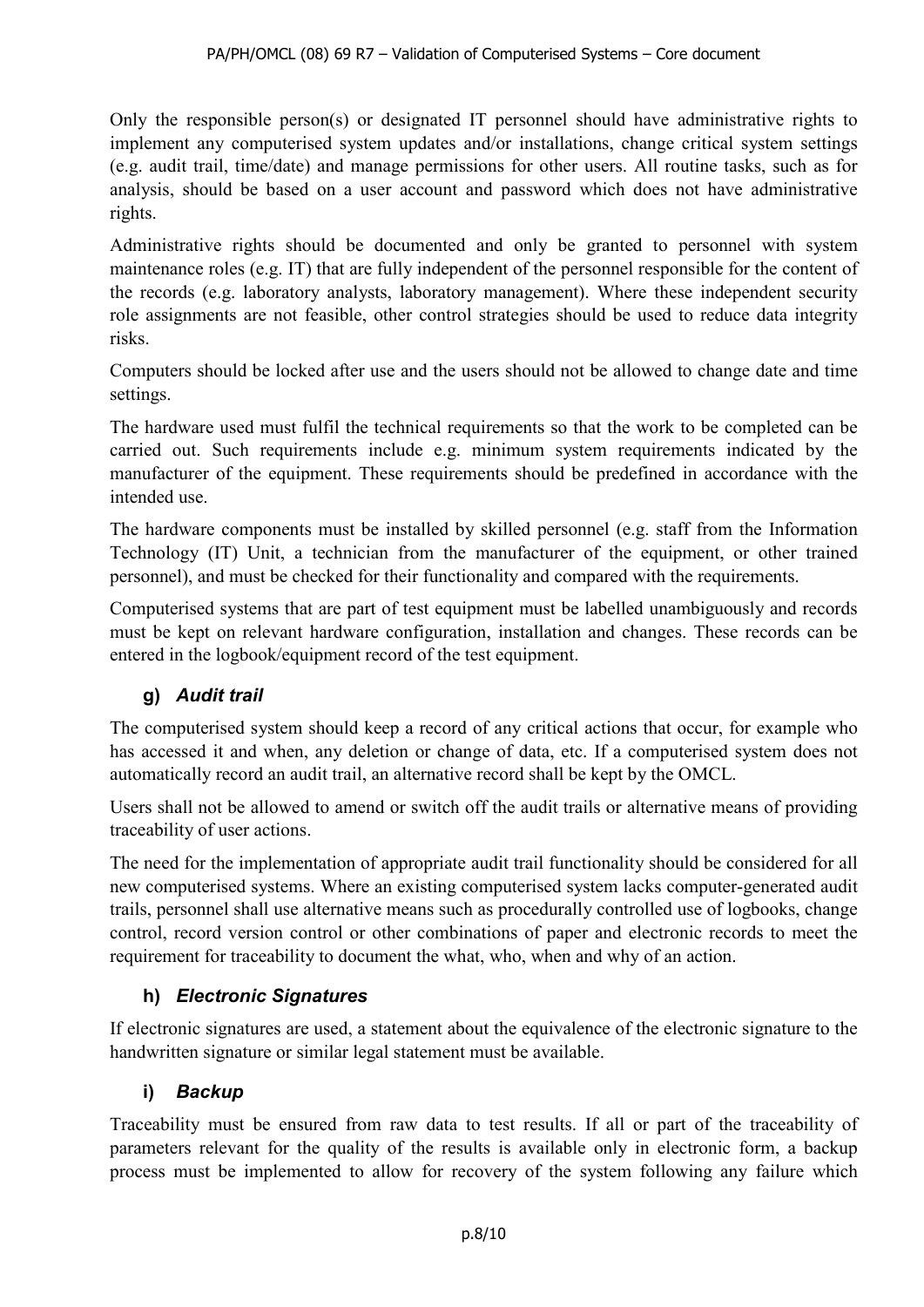Only the responsible person(s) or designated IT personnel should have administrative rights to implement any computerised system updates and/or installations, change critical system settings (e.g. audit trail, time/date) and manage permissions for other users. All routine tasks, such as for analysis, should be based on a user account and password which does not have administrative rights.

Administrative rights should be documented and only be granted to personnel with system maintenance roles (e.g. IT) that are fully independent of the personnel responsible for the content of the records (e.g. laboratory analysts, laboratory management). Where these independent security role assignments are not feasible, other control strategies should be used to reduce data integrity risks.

Computers should be locked after use and the users should not be allowed to change date and time settings.

The hardware used must fulfil the technical requirements so that the work to be completed can be carried out. Such requirements include e.g. minimum system requirements indicated by the manufacturer of the equipment. These requirements should be predefined in accordance with the intended use.

The hardware components must be installed by skilled personnel (e.g. staff from the Information Technology (IT) Unit, a technician from the manufacturer of the equipment, or other trained personnel), and must be checked for their functionality and compared with the requirements.

Computerised systems that are part of test equipment must be labelled unambiguously and records must be kept on relevant hardware configuration, installation and changes. These records can be entered in the logbook/equipment record of the test equipment.

### g) *Audit trail*

The computerised system should keep a record of any critical actions that occur, for example who has accessed it and when, any deletion or change of data, etc. If a computerised system does not automatically record an audit trail, an alternative record shall be kept by the OMCL.

Users shall not be allowed to amend or switch off the audit trails or alternative means of providing traceability of user actions.

The need for the implementation of appropriate audit trail functionality should be considered for all new computerised systems. Where an existing computerised system lacks computer-generated audit trails, personnel shall use alternative means such as procedurally controlled use of logbooks, change control, record version control or other combinations of paper and electronic records to meet the requirement for traceability to document the what, who, when and why of an action.

### h) *Electronic Signatures*

If electronic signatures are used, a statement about the equivalence of the electronic signature to the handwritten signature or similar legal statement must be available.

### i) *Backup*

Traceability must be ensured from raw data to test results. If all or part of the traceability of parameters relevant for the quality of the results is available only in electronic form, a backup process must be implemented to allow for recovery of the system following any failure which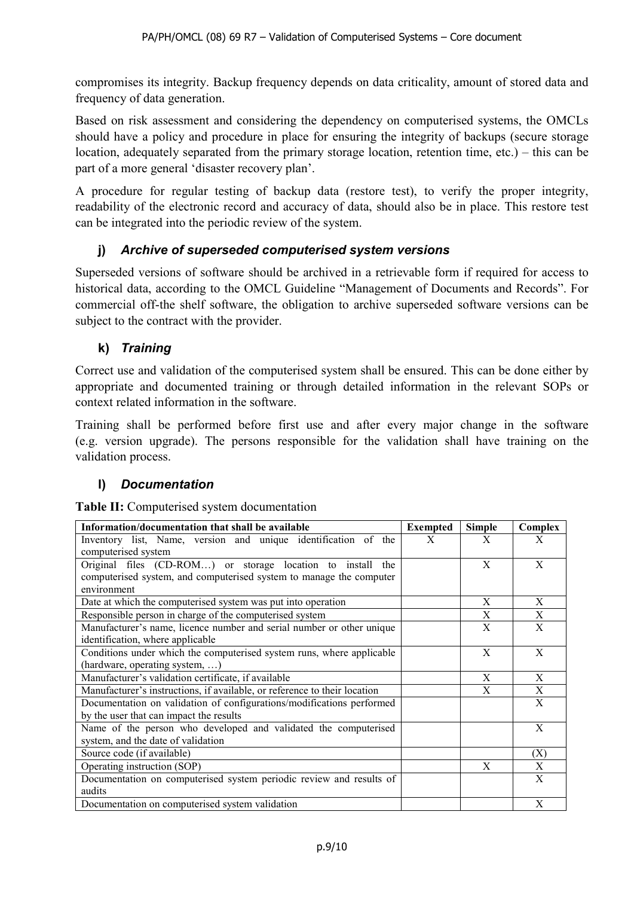compromises its integrity. Backup frequency depends on data criticality, amount of stored data and frequency of data generation.

Based on risk assessment and considering the dependency on computerised systems, the OMCLs should have a policy and procedure in place for ensuring the integrity of backups (secure storage location, adequately separated from the primary storage location, retention time, etc.) – this can be part of a more general 'disaster recovery plan'.

A procedure for regular testing of backup data (restore test), to verify the proper integrity, readability of the electronic record and accuracy of data, should also be in place. This restore test can be integrated into the periodic review of the system.

### j) *Archive of superseded computerised system versions*

Superseded versions of software should be archived in a retrievable form if required for access to historical data, according to the OMCL Guideline "Management of Documents and Records". For commercial off-the shelf software, the obligation to archive superseded software versions can be subject to the contract with the provider.

### k) *Training*

Correct use and validation of the computerised system shall be ensured. This can be done either by appropriate and documented training or through detailed information in the relevant SOPs or context related information in the software.

Training shall be performed before first use and after every major change in the software (e.g. version upgrade). The persons responsible for the validation shall have training on the validation process.

### l) *Documentation*

**Table II:** Computerised system documentation

| Information/documentation that shall be available | Exempted | Simple | Complex |
|---|---|---|---|
| Inventory list, Name, version and unique identification of the computerised system | X | X | X |
| Original files (CD-ROM…) or storage location to install the computerised system, and computerised system to manage the computer environment | | X | X |
| Date at which the computerised system was put into operation | | X | X |
| Responsible person in charge of the computerised system | | X | X |
| Manufacturer's name, licence number and serial number or other unique identification, where applicable | | X | X |
| Conditions under which the computerised system runs, where applicable (hardware, operating system, …) | | X | X |
| Manufacturer's validation certificate, if available | | X | X |
| Manufacturer's instructions, if available, or reference to their location | | X | X |
| Documentation on validation of configurations/modifications performed by the user that can impact the results | | | X |
| Name of the person who developed and validated the computerised system, and the date of validation | | | X |
| Source code (if available) | | | (X) |
| Operating instruction (SOP) | | X | X |
| Documentation on computerised system periodic review and results of audits | | | X |
| Documentation on computerised system validation | | | X |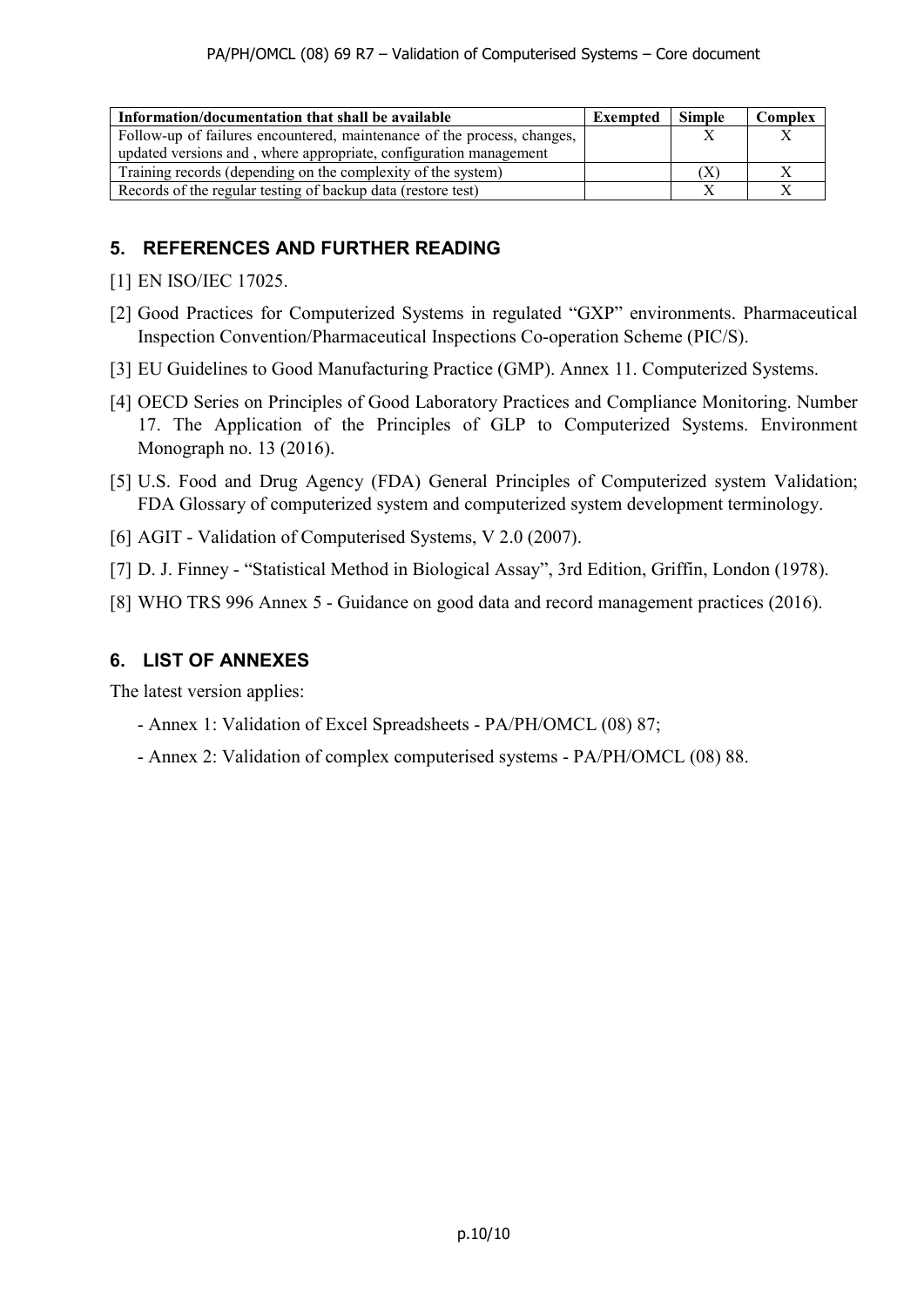| Information/documentation that shall be available | Exempted | Simple | Complex |
|---|---|---|---|
| Follow-up of failures encountered, maintenance of the process, changes, updated versions and , where appropriate, configuration management | | X | X |
| Training records (depending on the complexity of the system) | | (X) | X |
| Records of the regular testing of backup data (restore test) | | X | X |

## 5. REFERENCES AND FURTHER READING

[1] EN ISO/IEC 17025.

[2] Good Practices for Computerized Systems in regulated "GXP" environments. Pharmaceutical Inspection Convention/Pharmaceutical Inspections Co-operation Scheme (PIC/S).

[3] EU Guidelines to Good Manufacturing Practice (GMP). Annex 11. Computerized Systems.

[4] OECD Series on Principles of Good Laboratory Practices and Compliance Monitoring. Number 17. The Application of the Principles of GLP to Computerized Systems. Environment Monograph no. 13 (2016).

[5] U.S. Food and Drug Agency (FDA) General Principles of Computerized system Validation; FDA Glossary of computerized system and computerized system development terminology.

[6] AGIT - Validation of Computerised Systems, V 2.0 (2007).

[7] D. J. Finney - "Statistical Method in Biological Assay", 3rd Edition, Griffin, London (1978).

[8] WHO TRS 996 Annex 5 - Guidance on good data and record management practices (2016).

## 6. LIST OF ANNEXES

The latest version applies:

- Annex 1: Validation of Excel Spreadsheets - PA/PH/OMCL (08) 87;
- Annex 2: Validation of complex computerised systems - PA/PH/OMCL (08) 88.